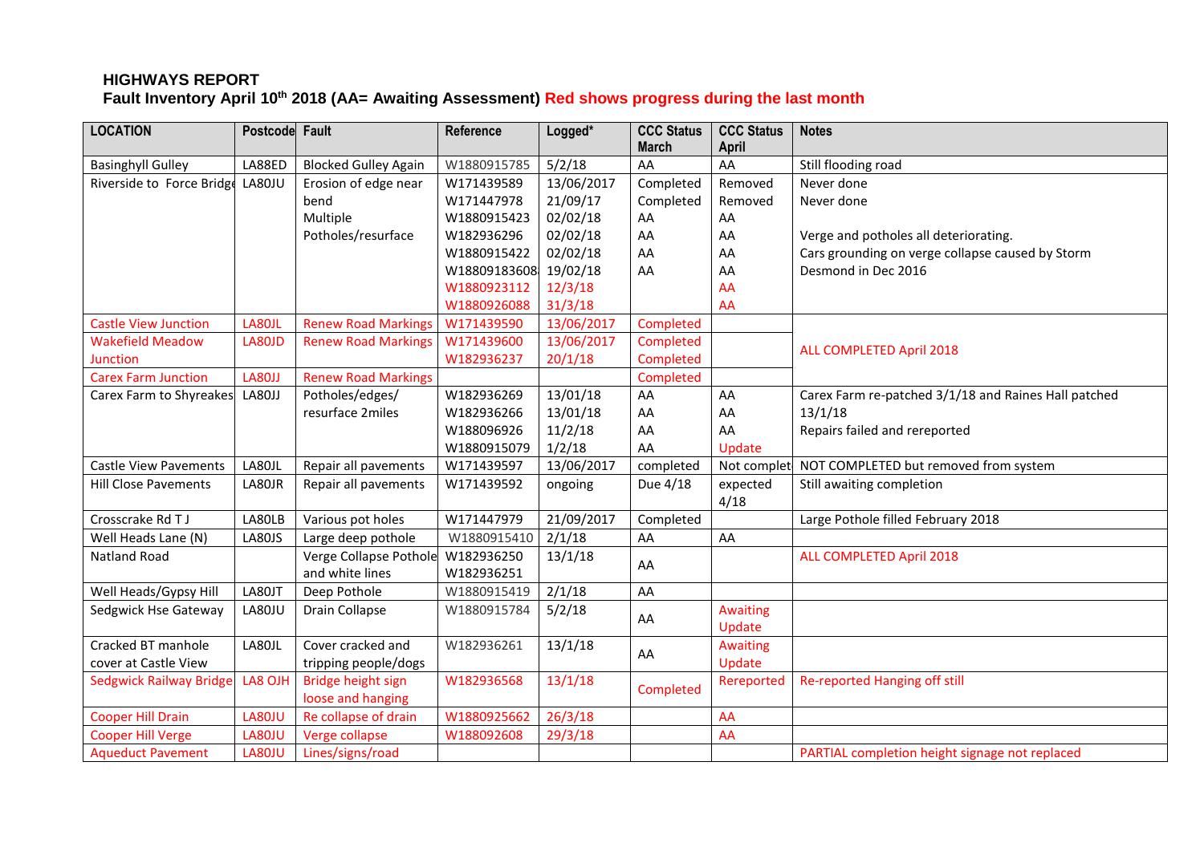# HIGHWAYS REPORT

## Fault Inventory April 10th 2018 (AA= Awaiting Assessment) Red shows progress during the last month

| LOCATION | Postcode | Fault | Reference | Logged* | CCC Status March | CCC Status April | Notes |
|---|---|---|---|---|---|---|---|
| Basinghyll Gulley | LA88ED | Blocked Gulley Again | W1880915785 | 5/2/18 | AA | AA | Still flooding road |
| Riverside to Force Bridge | LA80JU | Erosion of edge near bend Multiple Potholes/resurface | W171439589 | 13/06/2017 | Completed | Removed | Never done |
| | | | W171447978 | 21/09/17 | Completed | Removed | Never done |
| | | | W1880915423 | 02/02/18 | AA | AA | |
| | | | W182936296 | 02/02/18 | AA | AA | Verge and potholes all deteriorating. |
| | | | W1880915422 | 02/02/18 | AA | AA | Cars grounding on verge collapse caused by Storm |
| | | | W18809183608 | 19/02/18 | AA | AA | Desmond in Dec 2016 |
| | | | W1880923112 | 12/3/18 | | AA | |
| | | | W1880926088 | 31/3/18 | | AA | |
| Castle View Junction | LA80JL | Renew Road Markings | W171439590 | 13/06/2017 | Completed | | ALL COMPLETED April 2018 |
| Wakefield Meadow Junction | LA80JD | Renew Road Markings | W171439600 | 13/06/2017 | Completed | | |
| | | | W182936237 | 20/1/18 | Completed | | |
| Carex Farm Junction | LA80JJ | Renew Road Markings | | | Completed | | |
| Carex Farm to Shyreakes | LA80JJ | Potholes/edges/ resurface 2miles | W182936269 | 13/01/18 | AA | AA | Carex Farm re-patched 3/1/18 and Raines Hall patched 13/1/18 |
| | | | W182936266 | 13/01/18 | AA | AA | |
| | | | W188096926 | 11/2/18 | AA | AA | Repairs failed and rereported |
| | | | W1880915079 | 1/2/18 | AA | Update | |
| Castle View Pavements | LA80JL | Repair all pavements | W171439597 | 13/06/2017 | completed | Not complet | NOT COMPLETED but removed from system |
| Hill Close Pavements | LA80JR | Repair all pavements | W171439592 | ongoing | Due 4/18 | expected 4/18 | Still awaiting completion |
| Crosscrake Rd T J | LA80LB | Various pot holes | W171447979 | 21/09/2017 | Completed | | Large Pothole filled February 2018 |
| Well Heads Lane (N) | LA80JS | Large deep pothole | W1880915410 | 2/1/18 | AA | AA | |
| Natland Road | | Verge Collapse Pothole and white lines | W182936250 W182936251 | 13/1/18 | AA | | ALL COMPLETED April 2018 |
| Well Heads/Gypsy Hill | LA80JT | Deep Pothole | W1880915419 | 2/1/18 | AA | | |
| Sedgwick Hse Gateway | LA80JU | Drain Collapse | W1880915784 | 5/2/18 | AA | Awaiting Update | |
| Cracked BT manhole cover at Castle View | LA80JL | Cover cracked and tripping people/dogs | W182936261 | 13/1/18 | AA | Awaiting Update | |
| Sedgwick Railway Bridge | LA8 OJH | Bridge height sign loose and hanging | W182936568 | 13/1/18 | Completed | Rereported | Re-reported Hanging off still |
| Cooper Hill Drain | LA80JU | Re collapse of drain | W1880925662 | 26/3/18 | | AA | |
| Cooper Hill Verge | LA80JU | Verge collapse | W188092608 | 29/3/18 | | AA | |
| Aqueduct Pavement | LA80JU | Lines/signs/road | | | | | PARTIAL completion height signage not replaced |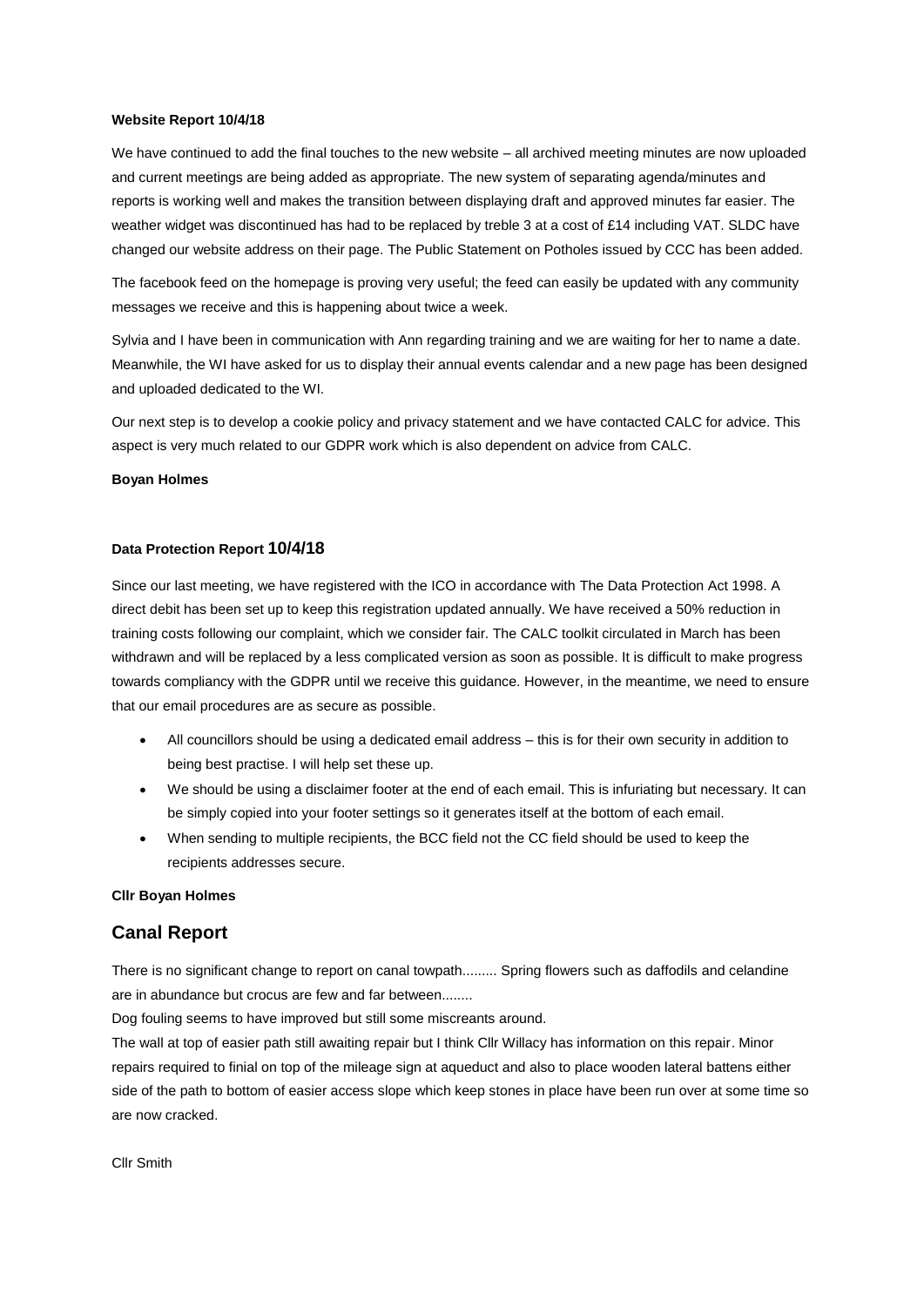**Website Report 10/4/18**

We have continued to add the final touches to the new website – all archived meeting minutes are now uploaded and current meetings are being added as appropriate. The new system of separating agenda/minutes and reports is working well and makes the transition between displaying draft and approved minutes far easier. The weather widget was discontinued has had to be replaced by treble 3 at a cost of £14 including VAT. SLDC have changed our website address on their page. The Public Statement on Potholes issued by CCC has been added.

The facebook feed on the homepage is proving very useful; the feed can easily be updated with any community messages we receive and this is happening about twice a week.

Sylvia and I have been in communication with Ann regarding training and we are waiting for her to name a date. Meanwhile, the WI have asked for us to display their annual events calendar and a new page has been designed and uploaded dedicated to the WI.

Our next step is to develop a cookie policy and privacy statement and we have contacted CALC for advice. This aspect is very much related to our GDPR work which is also dependent on advice from CALC.

**Boyan Holmes**

**Data Protection Report 10/4/18**

Since our last meeting, we have registered with the ICO in accordance with The Data Protection Act 1998. A direct debit has been set up to keep this registration updated annually. We have received a 50% reduction in training costs following our complaint, which we consider fair. The CALC toolkit circulated in March has been withdrawn and will be replaced by a less complicated version as soon as possible. It is difficult to make progress towards compliancy with the GDPR until we receive this guidance. However, in the meantime, we need to ensure that our email procedures are as secure as possible.

- All councillors should be using a dedicated email address – this is for their own security in addition to being best practise. I will help set these up.
- We should be using a disclaimer footer at the end of each email. This is infuriating but necessary. It can be simply copied into your footer settings so it generates itself at the bottom of each email.
- When sending to multiple recipients, the BCC field not the CC field should be used to keep the recipients addresses secure.

**Cllr Boyan Holmes**

## Canal Report

There is no significant change to report on canal towpath......... Spring flowers such as daffodils and celandine are in abundance but crocus are few and far between........

Dog fouling seems to have improved but still some miscreants around.

The wall at top of easier path still awaiting repair but I think Cllr Willacy has information on this repair. Minor repairs required to finial on top of the mileage sign at aqueduct and also to place wooden lateral battens either side of the path to bottom of easier access slope which keep stones in place have been run over at some time so are now cracked.

Cllr Smith